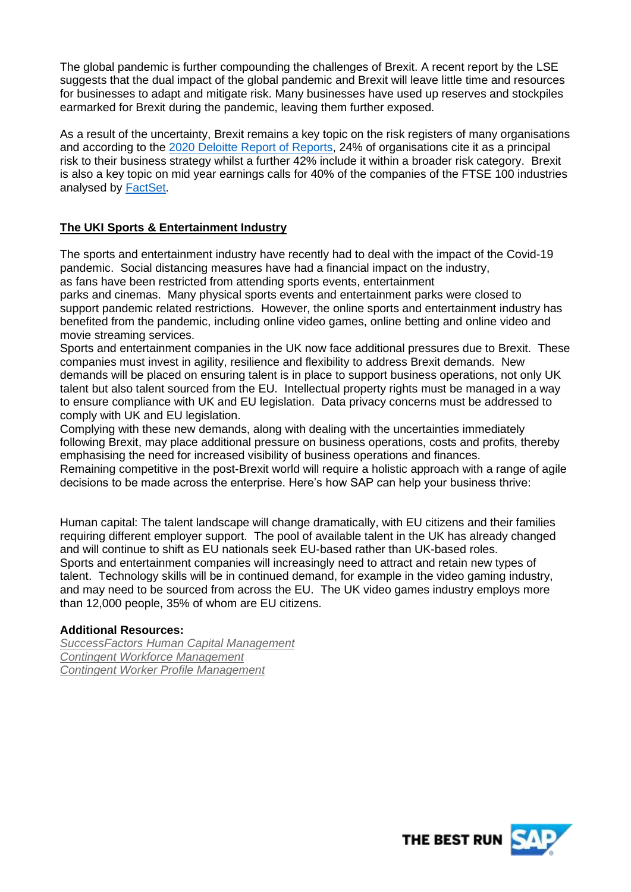The global pandemic is further compounding the challenges of Brexit. A recent report by the LSE suggests that the dual impact of the global pandemic and Brexit will leave little time and resources for businesses to adapt and mitigate risk. Many businesses have used up reserves and stockpiles earmarked for Brexit during the pandemic, leaving them further exposed.

As a result of the uncertainty, Brexit remains a key topic on the risk registers of many organisations and according to the [2020 Deloitte Report of Reports](), 24% of organisations cite it as a principal risk to their business strategy whilst a further 42% include it within a broader risk category. Brexit is also a key topic on mid year earnings calls for 40% of the companies of the FTSE 100 industries analysed by [FactSet]().

## The UKI Sports & Entertainment Industry

The sports and entertainment industry have recently had to deal with the impact of the Covid-19 pandemic. Social distancing measures have had a financial impact on the industry, as fans have been restricted from attending sports events, entertainment parks and cinemas. Many physical sports events and entertainment parks were closed to support pandemic related restrictions. However, the online sports and entertainment industry has benefited from the pandemic, including online video games, online betting and online video and movie streaming services.

Sports and entertainment companies in the UK now face additional pressures due to Brexit. These companies must invest in agility, resilience and flexibility to address Brexit demands. New demands will be placed on ensuring talent is in place to support business operations, not only UK talent but also talent sourced from the EU. Intellectual property rights must be managed in a way to ensure compliance with UK and EU legislation. Data privacy concerns must be addressed to comply with UK and EU legislation.

Complying with these new demands, along with dealing with the uncertainties immediately following Brexit, may place additional pressure on business operations, costs and profits, thereby emphasising the need for increased visibility of business operations and finances.

Remaining competitive in the post-Brexit world will require a holistic approach with a range of agile decisions to be made across the enterprise. Here's how SAP can help your business thrive:

Human capital: The talent landscape will change dramatically, with EU citizens and their families requiring different employer support. The pool of available talent in the UK has already changed and will continue to shift as EU nationals seek EU-based rather than UK-based roles.

Sports and entertainment companies will increasingly need to attract and retain new types of talent. Technology skills will be in continued demand, for example in the video gaming industry, and may need to be sourced from across the EU. The UK video games industry employs more than 12,000 people, 35% of whom are EU citizens.

**Additional Resources:**

*SuccessFactors Human Capital Management*
*Contingent Workforce Management*
*Contingent Worker Profile Management*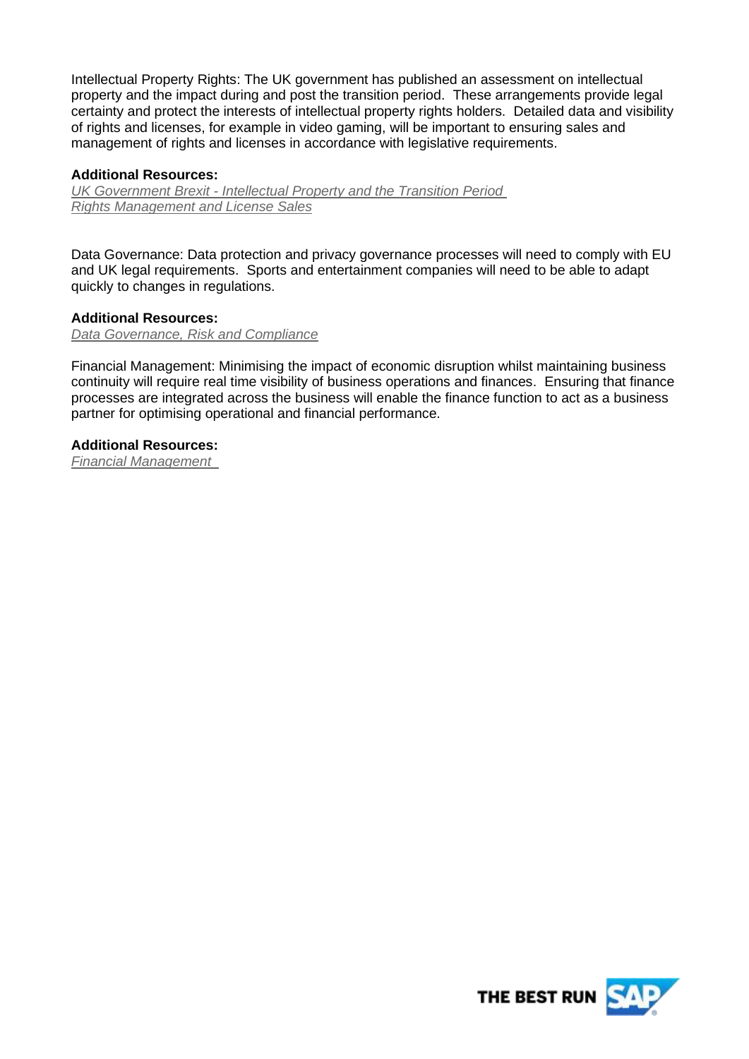Intellectual Property Rights: The UK government has published an assessment on intellectual property and the impact during and post the transition period. These arrangements provide legal certainty and protect the interests of intellectual property rights holders. Detailed data and visibility of rights and licenses, for example in video gaming, will be important to ensuring sales and management of rights and licenses in accordance with legislative requirements.

**Additional Resources:**
*UK Government Brexit - Intellectual Property and the Transition Period*
*Rights Management and License Sales*

Data Governance: Data protection and privacy governance processes will need to comply with EU and UK legal requirements. Sports and entertainment companies will need to be able to adapt quickly to changes in regulations.

**Additional Resources:**
*Data Governance, Risk and Compliance*

Financial Management: Minimising the impact of economic disruption whilst maintaining business continuity will require real time visibility of business operations and finances. Ensuring that finance processes are integrated across the business will enable the finance function to act as a business partner for optimising operational and financial performance.

**Additional Resources:**
*Financial Management*